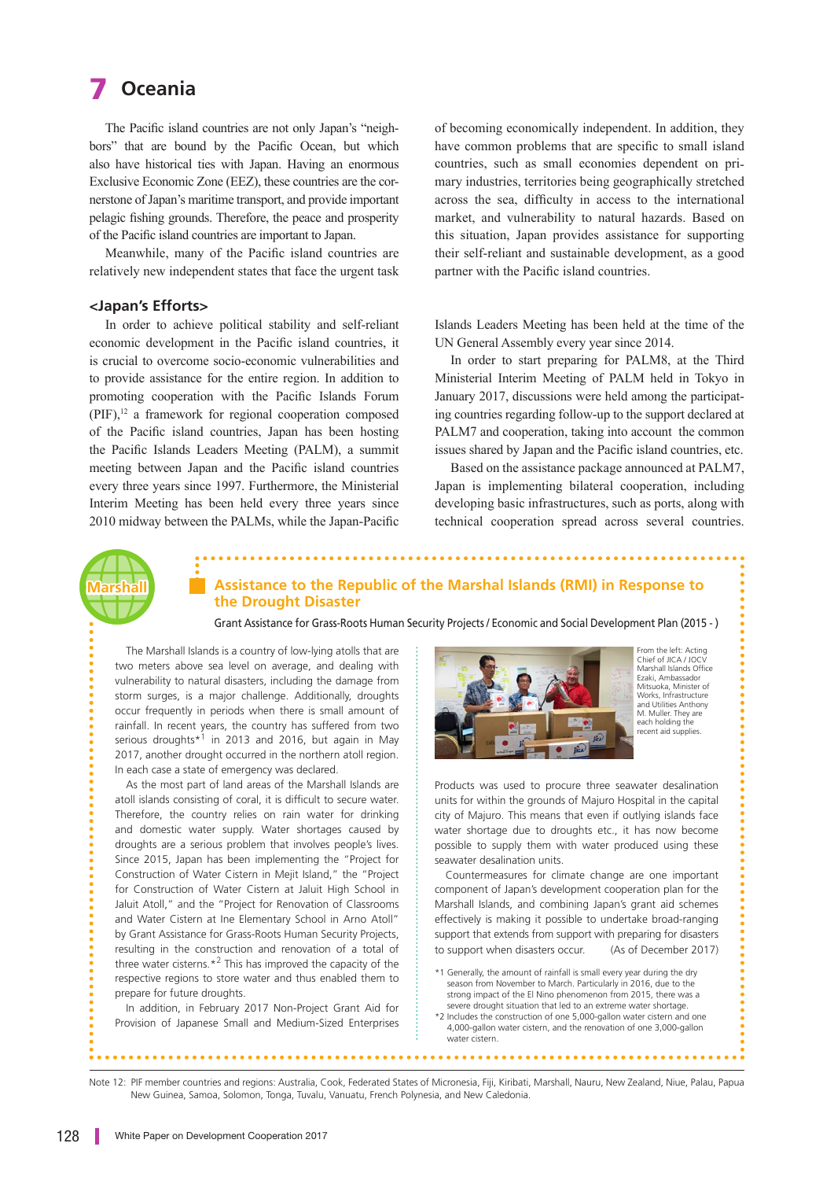# 7 Oceania

The Pacific island countries are not only Japan's "neighbors" that are bound by the Pacific Ocean, but which also have historical ties with Japan. Having an enormous Exclusive Economic Zone (EEZ), these countries are the cornerstone of Japan's maritime transport, and provide important pelagic fishing grounds. Therefore, the peace and prosperity of the Pacific island countries are important to Japan.

Meanwhile, many of the Pacific island countries are relatively new independent states that face the urgent task of becoming economically independent. In addition, they have common problems that are specific to small island countries, such as small economies dependent on primary industries, territories being geographically stretched across the sea, difficulty in access to the international market, and vulnerability to natural hazards. Based on this situation, Japan provides assistance for supporting their self-reliant and sustainable development, as a good partner with the Pacific island countries.

## <Japan's Efforts>

In order to achieve political stability and self-reliant economic development in the Pacific island countries, it is crucial to overcome socio-economic vulnerabilities and to provide assistance for the entire region. In addition to promoting cooperation with the Pacific Islands Forum (PIF),[12] a framework for regional cooperation composed of the Pacific island countries, Japan has been hosting the Pacific Islands Leaders Meeting (PALM), a summit meeting between Japan and the Pacific island countries every three years since 1997. Furthermore, the Ministerial Interim Meeting has been held every three years since 2010 midway between the PALMs, while the Japan-Pacific Islands Leaders Meeting has been held at the time of the UN General Assembly every year since 2014.

In order to start preparing for PALM8, at the Third Ministerial Interim Meeting of PALM held in Tokyo in January 2017, discussions were held among the participating countries regarding follow-up to the support declared at PALM7 and cooperation, taking into account the common issues shared by Japan and the Pacific island countries, etc.

Based on the assistance package announced at PALM7, Japan is implementing bilateral cooperation, including developing basic infrastructures, such as ports, along with technical cooperation spread across several countries.

---

Marshall

### Assistance to the Republic of the Marshall Islands (RMI) in Response to the Drought Disaster

Grant Assistance for Grass-Roots Human Security Projects / Economic and Social Development Plan (2015 - )

The Marshall Islands is a country of low-lying atolls that are two meters above sea level on average, and dealing with vulnerability to natural disasters, including the damage from storm surges, is a major challenge. Additionally, droughts occur frequently in periods when there is small amount of rainfall. In recent years, the country has suffered from two serious droughts*1 in 2013 and 2016, but again in May 2017, another drought occurred in the northern atoll region. In each case a state of emergency was declared.

As the most part of land areas of the Marshall Islands are atoll islands consisting of coral, it is difficult to secure water. Therefore, the country relies on rain water for drinking and domestic water supply. Water shortages caused by droughts are a serious problem that involves people's lives. Since 2015, Japan has been implementing the "Project for Construction of Water Cistern in Mejit Island," the "Project for Construction of Water Cistern at Jaluit High School in Jaluit Atoll," and the "Project for Renovation of Classrooms and Water Cistern at Ine Elementary School in Arno Atoll" by Grant Assistance for Grass-Roots Human Security Projects, resulting in the construction and renovation of a total of three water cisterns.*2 This has improved the capacity of the respective regions to store water and thus enabled them to prepare for future droughts.

In addition, in February 2017 Non-Project Grant Aid for Provision of Japanese Small and Medium-Sized Enterprises Products was used to procure three seawater desalination units for within the grounds of Majuro Hospital in the capital city of Majuro. This means that even if outlying islands face water shortage due to droughts etc., it has now become possible to supply them with water produced using these seawater desalination units.

From the left: Acting Chief of JICA / JOCV Marshall Islands Office Ezaki, Ambassador Mitsuoka, Minister of Works, Infrastructure and Utilities Anthony M. Muller. They are each holding the recent aid supplies.

Countermeasures for climate change are one important component of Japan's development cooperation plan for the Marshall Islands, and combining Japan's grant aid schemes effectively is making it possible to undertake broad-ranging support that extends from support with preparing for disasters to support when disasters occur. (As of December 2017)

*1 Generally, the amount of rainfall is small every year during the dry season from November to March. Particularly in 2016, due to the strong impact of the El Nino phenomenon from 2015, there was a severe drought situation that led to an extreme water shortage.

*2 Includes the construction of one 5,000-gallon water cistern and one 4,000-gallon water cistern, and the renovation of one 3,000-gallon water cistern.

---

Note 12: PIF member countries and regions: Australia, Cook, Federated States of Micronesia, Fiji, Kiribati, Marshall, Nauru, New Zealand, Niue, Palau, Papua New Guinea, Samoa, Solomon, Tonga, Tuvalu, Vanuatu, French Polynesia, and New Caledonia.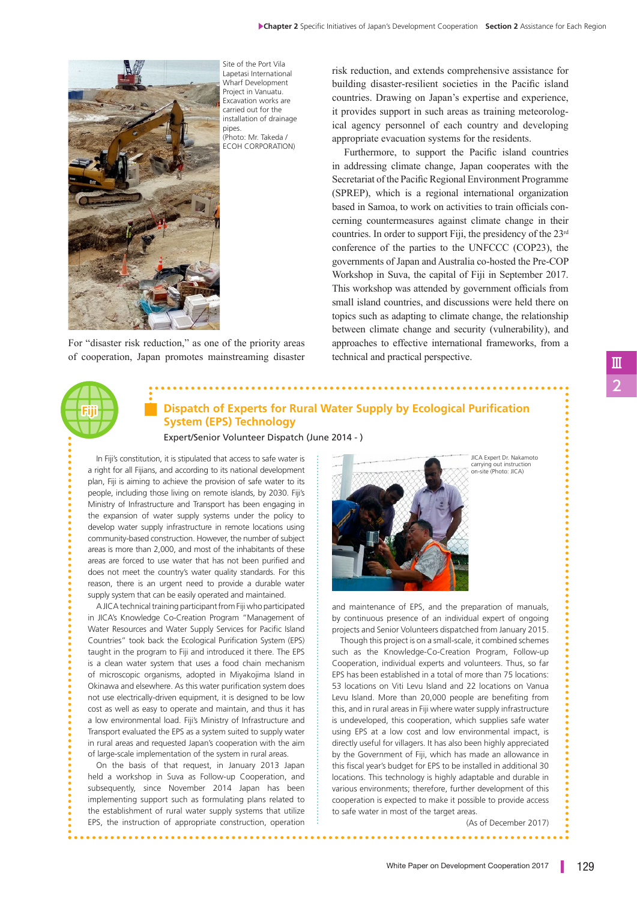Site of the Port Vila Lapetasi International Wharf Development Project in Vanuatu. Excavation works are carried out for the installation of drainage pipes.
(Photo: Mr. Takeda / ECOH CORPORATION)

For "disaster risk reduction," as one of the priority areas of cooperation, Japan promotes mainstreaming disaster risk reduction, and extends comprehensive assistance for building disaster-resilient societies in the Pacific island countries. Drawing on Japan's expertise and experience, it provides support in such areas as training meteorological agency personnel of each country and developing appropriate evacuation systems for the residents.

Furthermore, to support the Pacific island countries in addressing climate change, Japan cooperates with the Secretariat of the Pacific Regional Environment Programme (SPREP), which is a regional international organization based in Samoa, to work on activities to train officials concerning countermeasures against climate change in their countries. In order to support Fiji, the presidency of the 23rd conference of the parties to the UNFCCC (COP23), the governments of Japan and Australia co-hosted the Pre-COP Workshop in Suva, the capital of Fiji in September 2017. This workshop was attended by government officials from small island countries, and discussions were held there on topics such as adapting to climate change, the relationship between climate change and security (vulnerability), and approaches to effective international frameworks, from a technical and practical perspective.

Fiji

## Dispatch of Experts for Rural Water Supply by Ecological Purification System (EPS) Technology

Expert/Senior Volunteer Dispatch (June 2014 - )

In Fiji's constitution, it is stipulated that access to safe water is a right for all Fijians, and according to its national development plan, Fiji is aiming to achieve the provision of safe water to its people, including those living on remote islands, by 2030. Fiji's Ministry of Infrastructure and Transport has been engaging in the expansion of water supply systems under the policy to develop water supply infrastructure in remote locations using community-based construction. However, the number of subject areas is more than 2,000, and most of the inhabitants of these areas are forced to use water that has not been purified and does not meet the country's water quality standards. For this reason, there is an urgent need to provide a durable water supply system that can be easily operated and maintained.

A JICA technical training participant from Fiji who participated in JICA's Knowledge Co-Creation Program "Management of Water Resources and Water Supply Services for Pacific Island Countries" took back the Ecological Purification System (EPS) taught in the program to Fiji and introduced it there. The EPS is a clean water system that uses a food chain mechanism of microscopic organisms, adopted in Miyakojima Island in Okinawa and elsewhere. As this water purification system does not use electrically-driven equipment, it is designed to be low cost as well as easy to operate and maintain, and thus it has a low environmental load. Fiji's Ministry of Infrastructure and Transport evaluated the EPS as a system suited to supply water in rural areas and requested Japan's cooperation with the aim of large-scale implementation of the system in rural areas.

On the basis of that request, in January 2013 Japan held a workshop in Suva as Follow-up Cooperation, and subsequently, since November 2014 Japan has been implementing support such as formulating plans related to the establishment of rural water supply systems that utilize EPS, the instruction of appropriate construction, operation and maintenance of EPS, and the preparation of manuals, by continuous presence of an individual expert of ongoing projects and Senior Volunteers dispatched from January 2015.

JICA Expert Dr. Nakamoto carrying out instruction on-site (Photo: JICA)

Though this project is on a small-scale, it combined schemes such as the Knowledge-Co-Creation Program, Follow-up Cooperation, individual experts and volunteers. Thus, so far EPS has been established in a total of more than 75 locations: 53 locations on Viti Levu Island and 22 locations on Vanua Levu Island. More than 20,000 people are benefiting from this, and in rural areas in Fiji where water supply infrastructure is undeveloped, this cooperation, which supplies safe water using EPS at a low cost and low environmental impact, is directly useful for villagers. It has also been highly appreciated by the Government of Fiji, which has made an allowance in this fiscal year's budget for EPS to be installed in additional 30 locations. This technology is highly adaptable and durable in various environments; therefore, further development of this cooperation is expected to make it possible to provide access to safe water in most of the target areas.

(As of December 2017)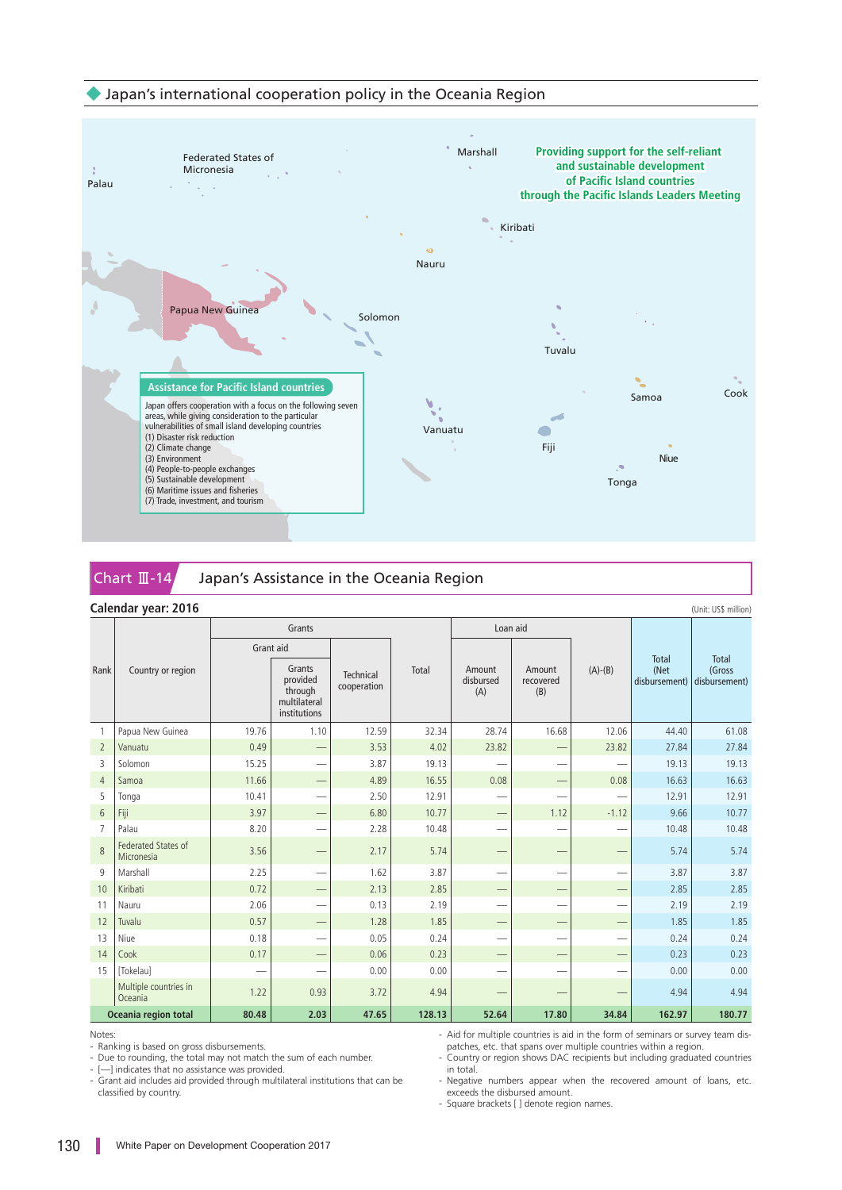## Japan's international cooperation policy in the Oceania Region

Palau

Federated States of Micronesia

Marshall

Kiribati

Nauru

Papua New Guinea

Solomon

Tuvalu

Samoa

Cook

Vanuatu

Fiji

Niue

Tonga

**Providing support for the self-reliant and sustainable development of Pacific Island countries through the Pacific Islands Leaders Meeting**

**Assistance for Pacific Island countries**

Japan offers cooperation with a focus on the following seven areas, while giving consideration to the particular vulnerabilities of small island developing countries
(1) Disaster risk reduction
(2) Climate change
(3) Environment
(4) People-to-people exchanges
(5) Sustainable development
(6) Maritime issues and fisheries
(7) Trade, investment, and tourism

## Chart Ⅲ-14 Japan's Assistance in the Oceania Region

**Calendar year: 2016**

(Unit: US$ million)

| Rank | Country or region | Grants | | | | Loan aid | | | Total (Net disbursement) | Total (Gross disbursement) |
|---|---|---|---|---|---|---|---|---|---|---|
| | | Grant aid | | Technical cooperation | Total | Amount disbursed (A) | Amount recovered (B) | (A)-(B) | | |
| | | | Grants provided through multilateral institutions | | | | | | | |
| 1 | Papua New Guinea | 19.76 | 1.10 | 12.59 | 32.34 | 28.74 | 16.68 | 12.06 | 44.40 | 61.08 |
| 2 | Vanuatu | 0.49 | — | 3.53 | 4.02 | 23.82 | — | 23.82 | 27.84 | 27.84 |
| 3 | Solomon | 15.25 | — | 3.87 | 19.13 | — | — | — | 19.13 | 19.13 |
| 4 | Samoa | 11.66 | — | 4.89 | 16.55 | 0.08 | — | 0.08 | 16.63 | 16.63 |
| 5 | Tonga | 10.41 | — | 2.50 | 12.91 | — | — | — | 12.91 | 12.91 |
| 6 | Fiji | 3.97 | — | 6.80 | 10.77 | — | 1.12 | -1.12 | 9.66 | 10.77 |
| 7 | Palau | 8.20 | — | 2.28 | 10.48 | — | — | — | 10.48 | 10.48 |
| 8 | Federated States of Micronesia | 3.56 | — | 2.17 | 5.74 | — | — | — | 5.74 | 5.74 |
| 9 | Marshall | 2.25 | — | 1.62 | 3.87 | — | — | — | 3.87 | 3.87 |
| 10 | Kiribati | 0.72 | — | 2.13 | 2.85 | — | — | — | 2.85 | 2.85 |
| 11 | Nauru | 2.06 | — | 0.13 | 2.19 | — | — | — | 2.19 | 2.19 |
| 12 | Tuvalu | 0.57 | — | 1.28 | 1.85 | — | — | — | 1.85 | 1.85 |
| 13 | Niue | 0.18 | — | 0.05 | 0.24 | — | — | — | 0.24 | 0.24 |
| 14 | Cook | 0.17 | — | 0.06 | 0.23 | — | — | — | 0.23 | 0.23 |
| 15 | [Tokelau] | — | — | 0.00 | 0.00 | — | — | — | 0.00 | 0.00 |
| | Multiple countries in Oceania | 1.22 | 0.93 | 3.72 | 4.94 | — | — | — | 4.94 | 4.94 |
| | **Oceania region total** | **80.48** | **2.03** | **47.65** | **128.13** | **52.64** | **17.80** | **34.84** | **162.97** | **180.77** |

Notes:
- Ranking is based on gross disbursements.
- Due to rounding, the total may not match the sum of each number.
- [—] indicates that no assistance was provided.
- Grant aid includes aid provided through multilateral institutions that can be classified by country.
- Aid for multiple countries is aid in the form of seminars or survey team dispatches, etc. that spans over multiple countries within a region.
- Country or region shows DAC recipients but including graduated countries in total.
- Negative numbers appear when the recovered amount of loans, etc. exceeds the disbursed amount.
- Square brackets [ ] denote region names.